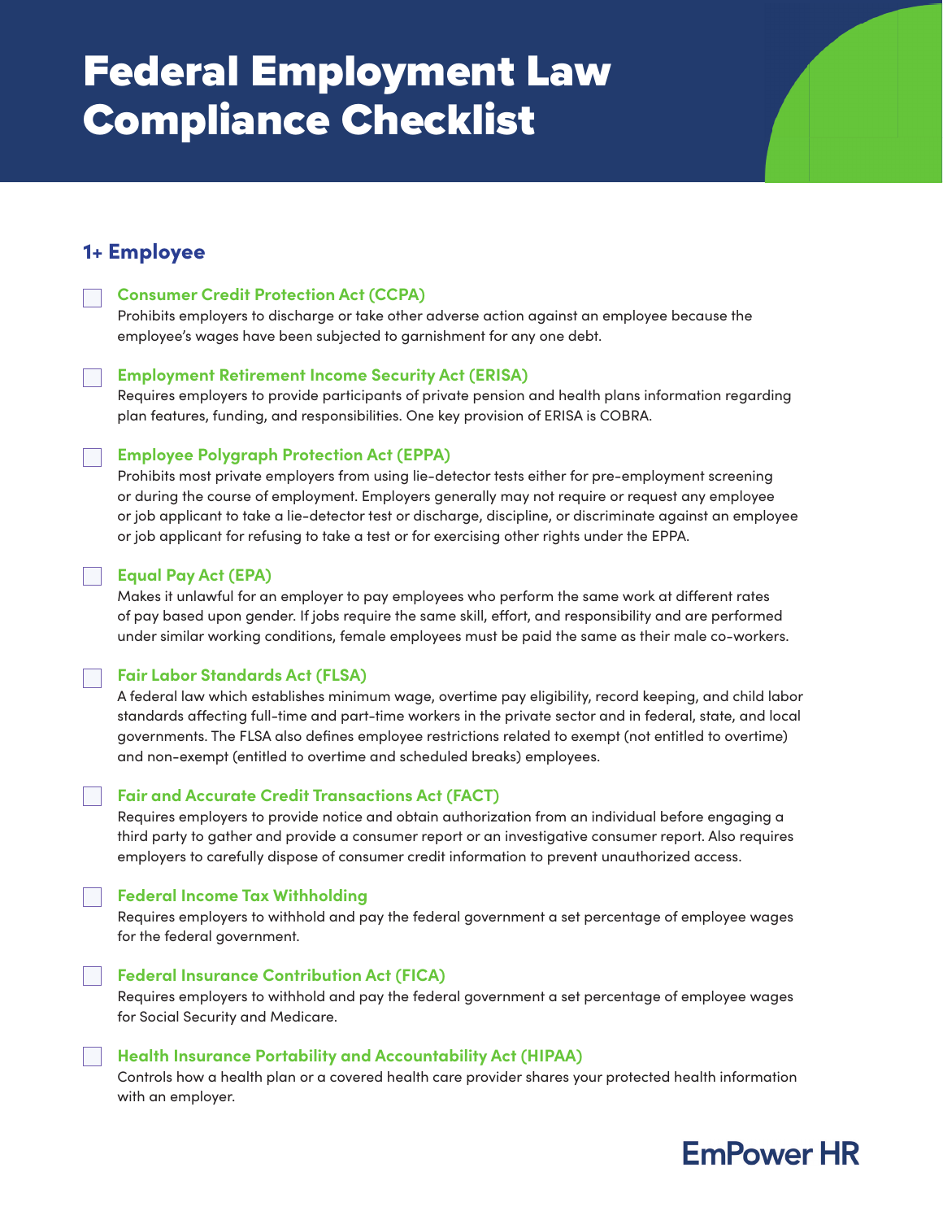# Federal Employment Law Compliance Checklist

## 1+ Employee

- [ ] **Consumer Credit Protection Act (CCPA)**
  Prohibits employers to discharge or take other adverse action against an employee because the employee's wages have been subjected to garnishment for any one debt.

- [ ] **Employment Retirement Income Security Act (ERISA)**
  Requires employers to provide participants of private pension and health plans information regarding plan features, funding, and responsibilities. One key provision of ERISA is COBRA.

- [ ] **Employee Polygraph Protection Act (EPPA)**
  Prohibits most private employers from using lie-detector tests either for pre-employment screening or during the course of employment. Employers generally may not require or request any employee or job applicant to take a lie-detector test or discharge, discipline, or discriminate against an employee or job applicant for refusing to take a test or for exercising other rights under the EPPA.

- [ ] **Equal Pay Act (EPA)**
  Makes it unlawful for an employer to pay employees who perform the same work at different rates of pay based upon gender. If jobs require the same skill, effort, and responsibility and are performed under similar working conditions, female employees must be paid the same as their male co-workers.

- [ ] **Fair Labor Standards Act (FLSA)**
  A federal law which establishes minimum wage, overtime pay eligibility, record keeping, and child labor standards affecting full-time and part-time workers in the private sector and in federal, state, and local governments. The FLSA also defines employee restrictions related to exempt (not entitled to overtime) and non-exempt (entitled to overtime and scheduled breaks) employees.

- [ ] **Fair and Accurate Credit Transactions Act (FACT)**
  Requires employers to provide notice and obtain authorization from an individual before engaging a third party to gather and provide a consumer report or an investigative consumer report. Also requires employers to carefully dispose of consumer credit information to prevent unauthorized access.

- [ ] **Federal Income Tax Withholding**
  Requires employers to withhold and pay the federal government a set percentage of employee wages for the federal government.

- [ ] **Federal Insurance Contribution Act (FICA)**
  Requires employers to withhold and pay the federal government a set percentage of employee wages for Social Security and Medicare.

- [ ] **Health Insurance Portability and Accountability Act (HIPAA)**
  Controls how a health plan or a covered health care provider shares your protected health information with an employer.

EmPower HR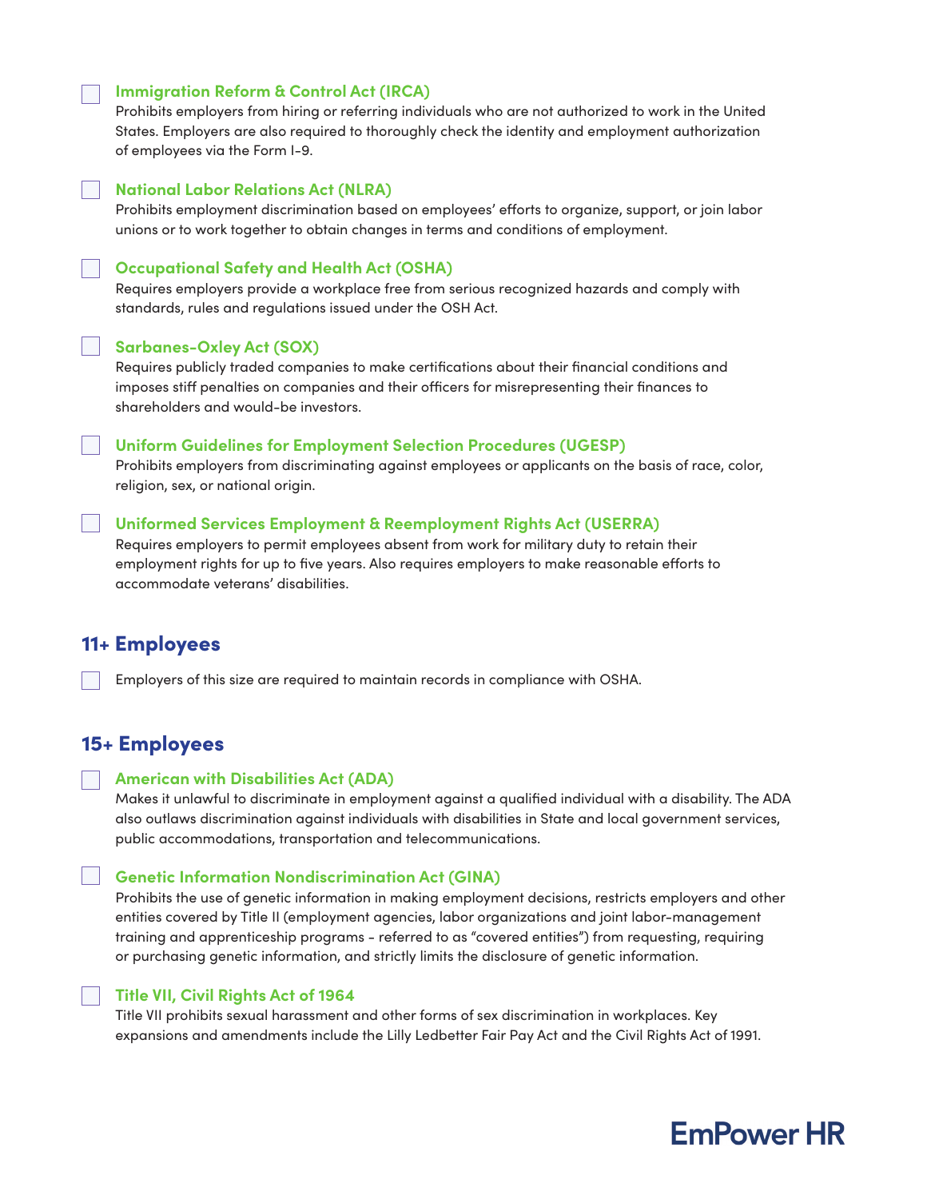- [ ] **Immigration Reform & Control Act (IRCA)**
  Prohibits employers from hiring or referring individuals who are not authorized to work in the United States. Employers are also required to thoroughly check the identity and employment authorization of employees via the Form I-9.

- [ ] **National Labor Relations Act (NLRA)**
  Prohibits employment discrimination based on employees' efforts to organize, support, or join labor unions or to work together to obtain changes in terms and conditions of employment.

- [ ] **Occupational Safety and Health Act (OSHA)**
  Requires employers provide a workplace free from serious recognized hazards and comply with standards, rules and regulations issued under the OSH Act.

- [ ] **Sarbanes-Oxley Act (SOX)**
  Requires publicly traded companies to make certifications about their financial conditions and imposes stiff penalties on companies and their officers for misrepresenting their finances to shareholders and would-be investors.

- [ ] **Uniform Guidelines for Employment Selection Procedures (UGESP)**
  Prohibits employers from discriminating against employees or applicants on the basis of race, color, religion, sex, or national origin.

- [ ] **Uniformed Services Employment & Reemployment Rights Act (USERRA)**
  Requires employers to permit employees absent from work for military duty to retain their employment rights for up to five years. Also requires employers to make reasonable efforts to accommodate veterans' disabilities.

## 11+ Employees

- [ ] Employers of this size are required to maintain records in compliance with OSHA.

## 15+ Employees

- [ ] **American with Disabilities Act (ADA)**
  Makes it unlawful to discriminate in employment against a qualified individual with a disability. The ADA also outlaws discrimination against individuals with disabilities in State and local government services, public accommodations, transportation and telecommunications.

- [ ] **Genetic Information Nondiscrimination Act (GINA)**
  Prohibits the use of genetic information in making employment decisions, restricts employers and other entities covered by Title II (employment agencies, labor organizations and joint labor-management training and apprenticeship programs - referred to as "covered entities") from requesting, requiring or purchasing genetic information, and strictly limits the disclosure of genetic information.

- [ ] **Title VII, Civil Rights Act of 1964**
  Title VII prohibits sexual harassment and other forms of sex discrimination in workplaces. Key expansions and amendments include the Lilly Ledbetter Fair Pay Act and the Civil Rights Act of 1991.

EmPower HR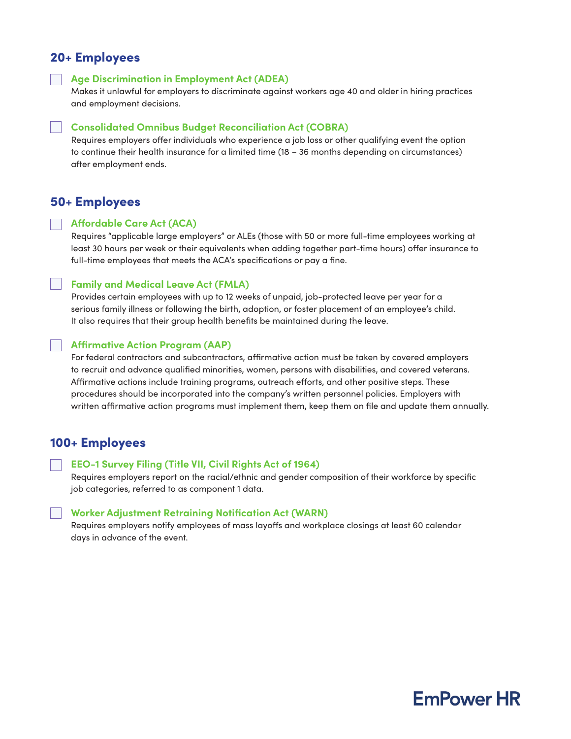## 20+ Employees

- [ ] **Age Discrimination in Employment Act (ADEA)**
  Makes it unlawful for employers to discriminate against workers age 40 and older in hiring practices and employment decisions.

- [ ] **Consolidated Omnibus Budget Reconciliation Act (COBRA)**
  Requires employers offer individuals who experience a job loss or other qualifying event the option to continue their health insurance for a limited time (18 – 36 months depending on circumstances) after employment ends.

## 50+ Employees

- [ ] **Affordable Care Act (ACA)**
  Requires "applicable large employers" or ALEs (those with 50 or more full-time employees working at least 30 hours per week or their equivalents when adding together part-time hours) offer insurance to full-time employees that meets the ACA's specifications or pay a fine.

- [ ] **Family and Medical Leave Act (FMLA)**
  Provides certain employees with up to 12 weeks of unpaid, job-protected leave per year for a serious family illness or following the birth, adoption, or foster placement of an employee's child. It also requires that their group health benefits be maintained during the leave.

- [ ] **Affirmative Action Program (AAP)**
  For federal contractors and subcontractors, affirmative action must be taken by covered employers to recruit and advance qualified minorities, women, persons with disabilities, and covered veterans. Affirmative actions include training programs, outreach efforts, and other positive steps. These procedures should be incorporated into the company's written personnel policies. Employers with written affirmative action programs must implement them, keep them on file and update them annually.

## 100+ Employees

- [ ] **EEO-1 Survey Filing (Title VII, Civil Rights Act of 1964)**
  Requires employers report on the racial/ethnic and gender composition of their workforce by specific job categories, referred to as component 1 data.

- [ ] **Worker Adjustment Retraining Notification Act (WARN)**
  Requires employers notify employees of mass layoffs and workplace closings at least 60 calendar days in advance of the event.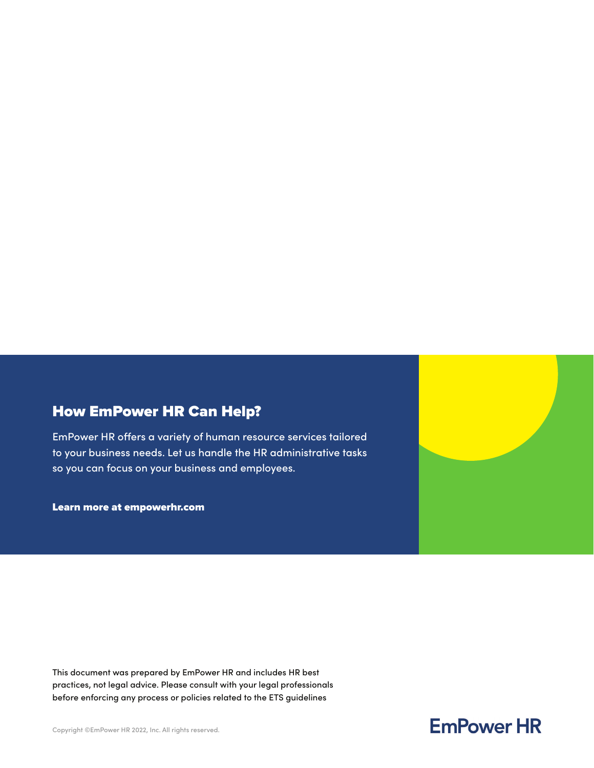## How EmPower HR Can Help?

EmPower HR offers a variety of human resource services tailored to your business needs. Let us handle the HR administrative tasks so you can focus on your business and employees.

**Learn more at empowerhr.com**

This document was prepared by EmPower HR and includes HR best practices, not legal advice. Please consult with your legal professionals before enforcing any process or policies related to the ETS guidelines

Copyright ©EmPower HR 2022, Inc. All rights reserved.

**EmPower HR**